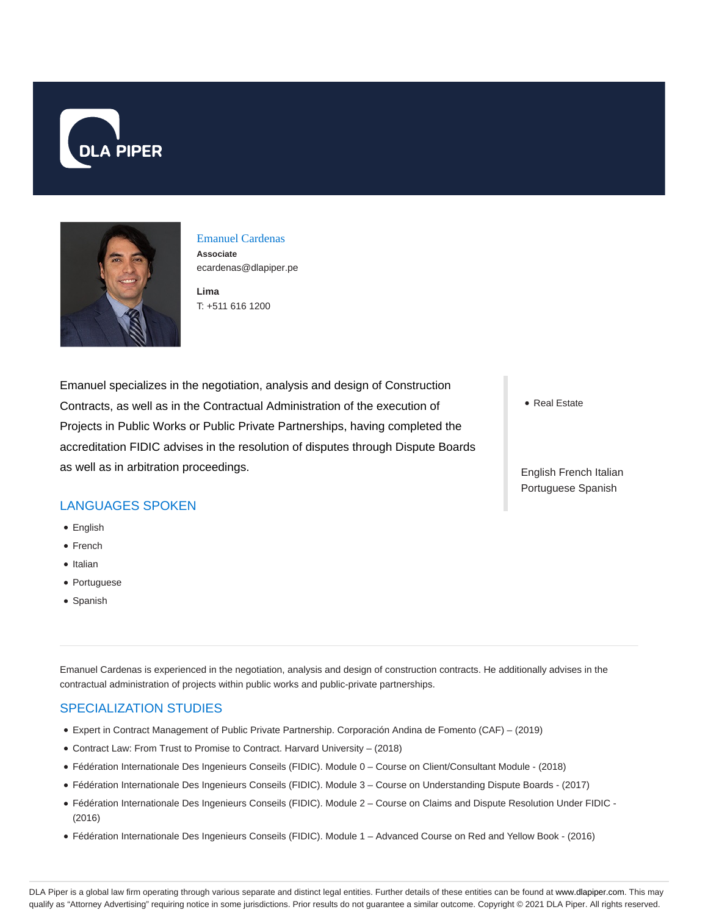DLA PIPER

# Emanuel Cardenas

**Associate**

ecardenas@dlapiper.pe

**Lima**

T: +511 616 1200

Emanuel specializes in the negotiation, analysis and design of Construction Contracts, as well as in the Contractual Administration of the execution of Projects in Public Works or Public Private Partnerships, having completed the accreditation FIDIC advises in the resolution of disputes through Dispute Boards as well as in arbitration proceedings.

- Real Estate

English French Italian Portuguese Spanish

## LANGUAGES SPOKEN

- English
- French
- Italian
- Portuguese
- Spanish

Emanuel Cardenas is experienced in the negotiation, analysis and design of construction contracts. He additionally advises in the contractual administration of projects within public works and public-private partnerships.

## SPECIALIZATION STUDIES

- Expert in Contract Management of Public Private Partnership. Corporación Andina de Fomento (CAF) – (2019)
- Contract Law: From Trust to Promise to Contract. Harvard University – (2018)
- Fédération Internationale Des Ingenieurs Conseils (FIDIC). Module 0 – Course on Client/Consultant Module - (2018)
- Fédération Internationale Des Ingenieurs Conseils (FIDIC). Module 3 – Course on Understanding Dispute Boards - (2017)
- Fédération Internationale Des Ingenieurs Conseils (FIDIC). Module 2 – Course on Claims and Dispute Resolution Under FIDIC - (2016)
- Fédération Internationale Des Ingenieurs Conseils (FIDIC). Module 1 – Advanced Course on Red and Yellow Book - (2016)

DLA Piper is a global law firm operating through various separate and distinct legal entities. Further details of these entities can be found at www.dlapiper.com. This may qualify as "Attorney Advertising" requiring notice in some jurisdictions. Prior results do not guarantee a similar outcome. Copyright © 2021 DLA Piper. All rights reserved.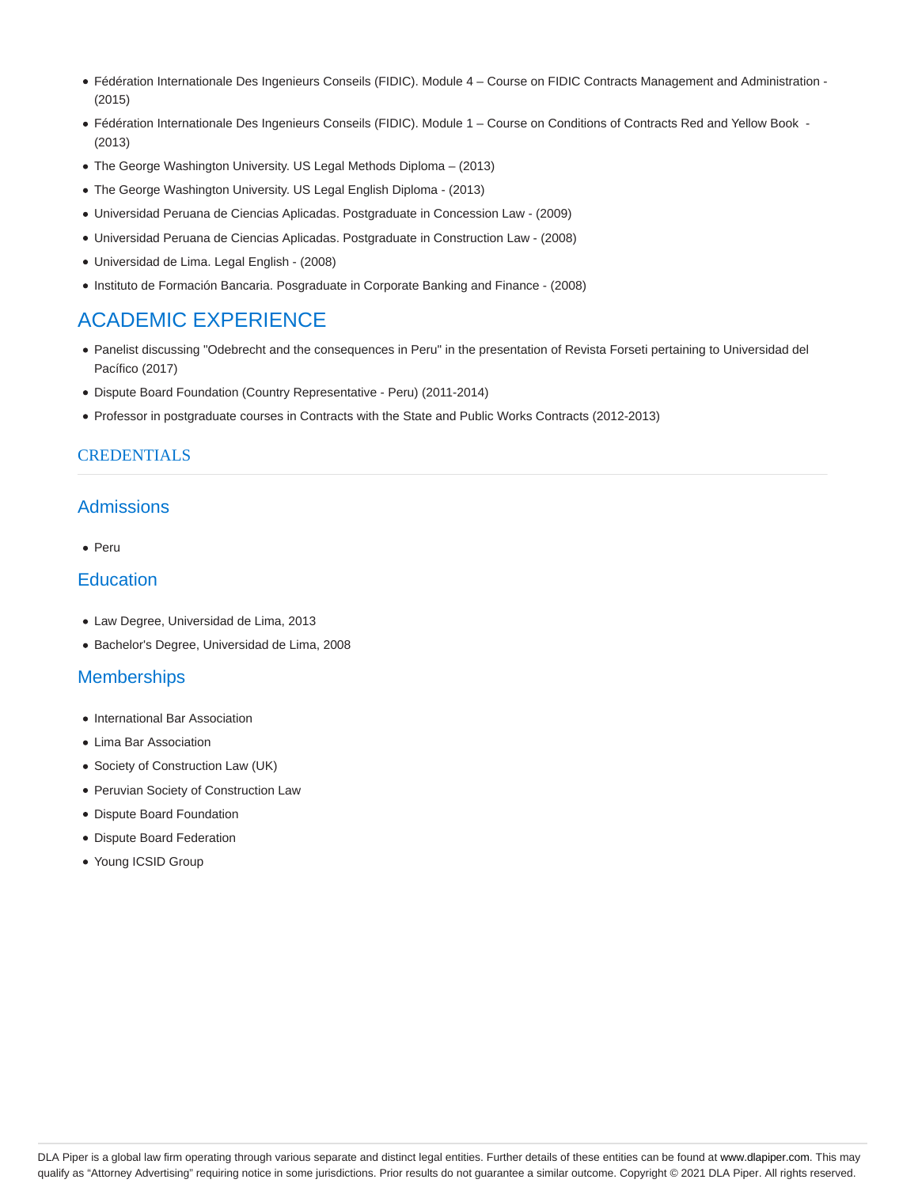- Fédération Internationale Des Ingenieurs Conseils (FIDIC). Module 4 – Course on FIDIC Contracts Management and Administration - (2015)
- Fédération Internationale Des Ingenieurs Conseils (FIDIC). Module 1 – Course on Conditions of Contracts Red and Yellow Book - (2013)
- The George Washington University. US Legal Methods Diploma – (2013)
- The George Washington University. US Legal English Diploma - (2013)
- Universidad Peruana de Ciencias Aplicadas. Postgraduate in Concession Law - (2009)
- Universidad Peruana de Ciencias Aplicadas. Postgraduate in Construction Law - (2008)
- Universidad de Lima. Legal English - (2008)
- Instituto de Formación Bancaria. Posgraduate in Corporate Banking and Finance - (2008)

## ACADEMIC EXPERIENCE

- Panelist discussing "Odebrecht and the consequences in Peru" in the presentation of Revista Forseti pertaining to Universidad del Pacífico (2017)
- Dispute Board Foundation (Country Representative - Peru) (2011-2014)
- Professor in postgraduate courses in Contracts with the State and Public Works Contracts (2012-2013)

## CREDENTIALS

### Admissions

- Peru

### Education

- Law Degree, Universidad de Lima, 2013
- Bachelor's Degree, Universidad de Lima, 2008

### Memberships

- International Bar Association
- Lima Bar Association
- Society of Construction Law (UK)
- Peruvian Society of Construction Law
- Dispute Board Foundation
- Dispute Board Federation
- Young ICSID Group

DLA Piper is a global law firm operating through various separate and distinct legal entities. Further details of these entities can be found at www.dlapiper.com. This may qualify as "Attorney Advertising" requiring notice in some jurisdictions. Prior results do not guarantee a similar outcome. Copyright © 2021 DLA Piper. All rights reserved.